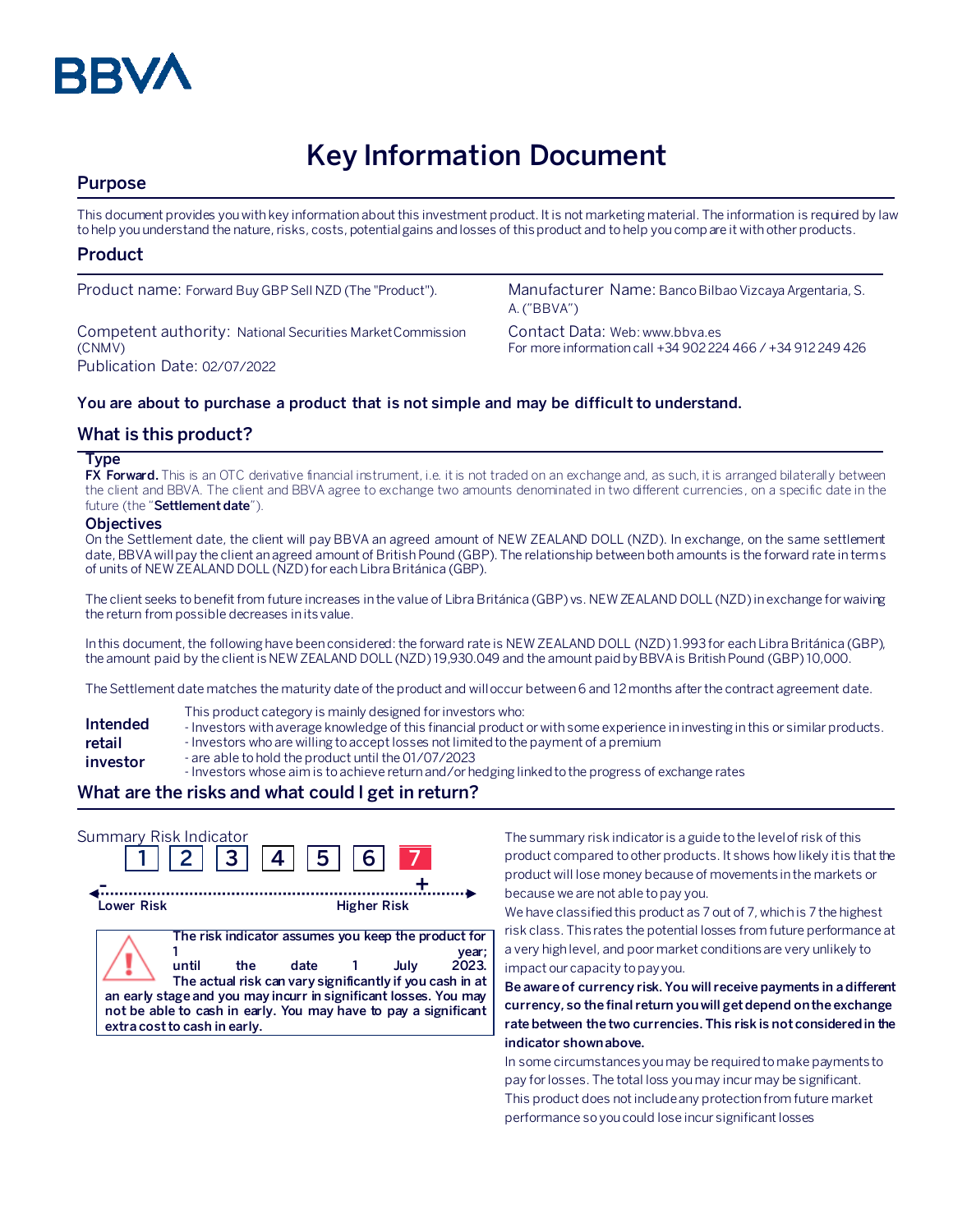BBVA

# Key Information Document

## Purpose

This document provides you with key information about this investment product. It is not marketing material. The information is required by law to help you understand the nature, risks, costs, potential gains and losses of this product and to help you compare it with other products.

## Product

Product name: Forward Buy GBP Sell NZD (The "Product").

Competent authority: National Securities Market Commission (CNMV)

Publication Date: 02/07/2022

Manufacturer Name: Banco Bilbao Vizcaya Argentaria, S. A. ("BBVA")

Contact Data: Web: www.bbva.es
For more information call +34 902 224 466 / +34 912 249 426

**You are about to purchase a product that is not simple and may be difficult to understand.**

## What is this product?

### Type

**FX Forward.** This is an OTC derivative financial instrument, i.e. it is not traded on an exchange and, as such, it is arranged bilaterally between the client and BBVA. The client and BBVA agree to exchange two amounts denominated in two different currencies, on a specific date in the future (the "**Settlement date**").

### Objectives

On the Settlement date, the client will pay BBVA an agreed amount of NEW ZEALAND DOLL (NZD). In exchange, on the same settlement date, BBVA will pay the client an agreed amount of British Pound (GBP). The relationship between both amounts is the forward rate in terms of units of NEW ZEALAND DOLL (NZD) for each Libra Británica (GBP).

The client seeks to benefit from future increases in the value of Libra Británica (GBP) vs. NEW ZEALAND DOLL (NZD) in exchange for waiving the return from possible decreases in its value.

In this document, the following have been considered: the forward rate is NEW ZEALAND DOLL (NZD) 1.993 for each Libra Británica (GBP), the amount paid by the client is NEW ZEALAND DOLL (NZD) 19,930.049 and the amount paid by BBVA is British Pound (GBP) 10,000.

The Settlement date matches the maturity date of the product and will occur between 6 and 12 months after the contract agreement date.

**Intended retail investor**

This product category is mainly designed for investors who:
- Investors with average knowledge of this financial product or with some experience in investing in this or similar products.
- Investors who are willing to accept losses not limited to the payment of a premium
- are able to hold the product until the 01/07/2023
- Investors whose aim is to achieve return and/or hedging linked to the progress of exchange rates

## What are the risks and what could I get in return?

Summary Risk Indicator

1 | 2 | 3 | 4 | 5 | 6 | **7**

Lower Risk — Higher Risk

**The risk indicator assumes you keep the product for 1 year; until the date 1 July 2023. The actual risk can vary significantly if you cash in at an early stage and you may incurr in significant losses. You may not be able to cash in early. You may have to pay a significant extra cost to cash in early.**

The summary risk indicator is a guide to the level of risk of this product compared to other products. It shows how likely it is that the product will lose money because of movements in the markets or because we are not able to pay you.

We have classified this product as 7 out of 7, which is 7 the highest risk class. This rates the potential losses from future performance at a very high level, and poor market conditions are very unlikely to impact our capacity to pay you.

**Be aware of currency risk. You will receive payments in a different currency, so the final return you will get depend on the exchange rate between the two currencies. This risk is not considered in the indicator shown above.**

In some circumstances you may be required to make payments to pay for losses. The total loss you may incur may be significant. This product does not include any protection from future market performance so you could lose incur significant losses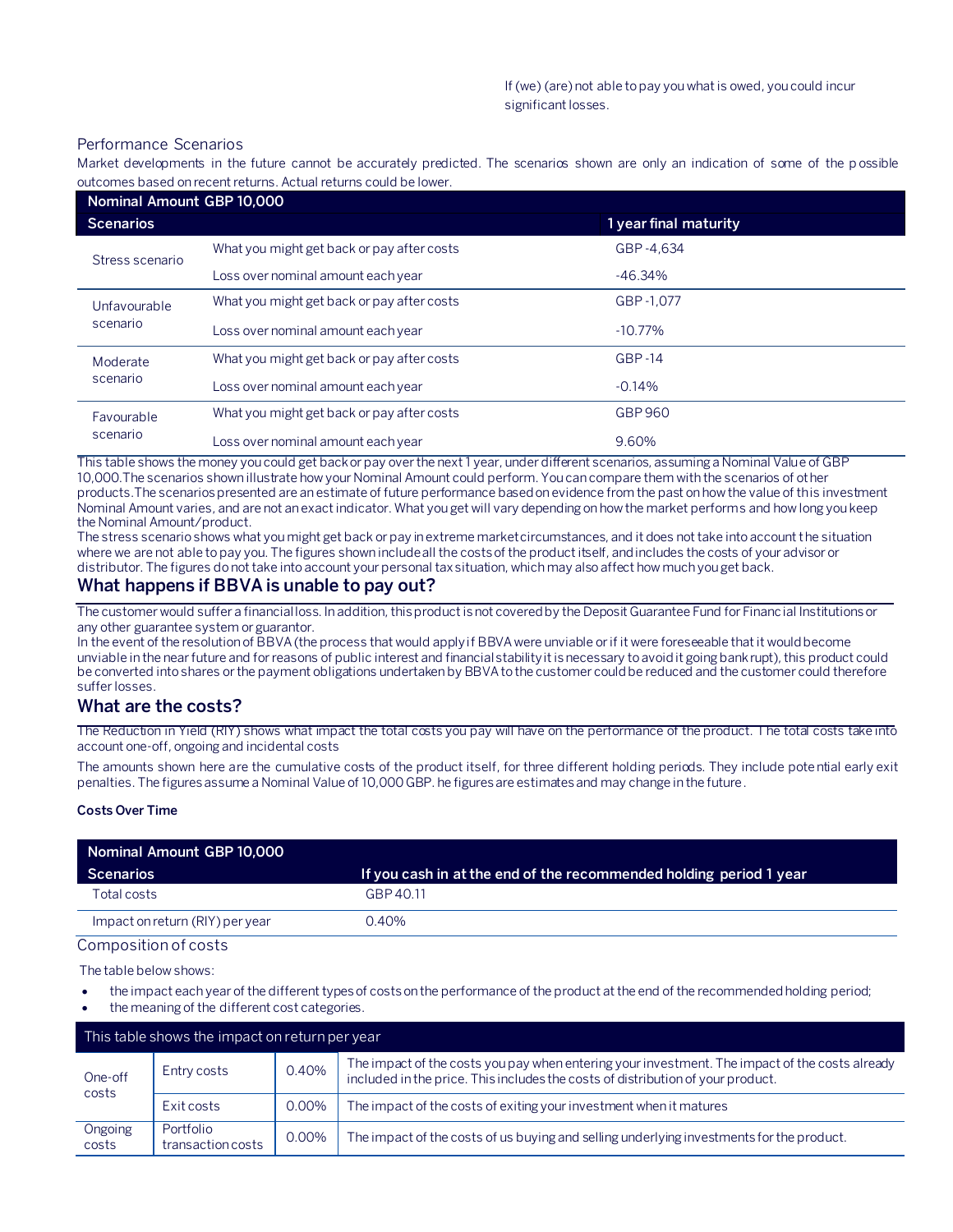If (we) (are) not able to pay you what is owed, you could incur significant losses.

Performance Scenarios

Market developments in the future cannot be accurately predicted. The scenarios shown are only an indication of some of the possible outcomes based on recent returns. Actual returns could be lower.

| Nominal Amount GBP 10,000 | | |
|---|---|---|
| **Scenarios** | | **1 year final maturity** |
| Stress scenario | What you might get back or pay after costs | GBP -4,634 |
| | Loss over nominal amount each year | -46.34% |
| Unfavourable scenario | What you might get back or pay after costs | GBP -1,077 |
| | Loss over nominal amount each year | -10.77% |
| Moderate scenario | What you might get back or pay after costs | GBP -14 |
| | Loss over nominal amount each year | -0.14% |
| Favourable scenario | What you might get back or pay after costs | GBP 960 |
| | Loss over nominal amount each year | 9.60% |

This table shows the money you could get back or pay over the next 1 year, under different scenarios, assuming a Nominal Value of GBP 10,000.The scenarios shown illustrate how your Nominal Amount could perform. You can compare them with the scenarios of other products.The scenarios presented are an estimate of future performance based on evidence from the past on how the value of this investment Nominal Amount varies, and are not an exact indicator. What you get will vary depending on how the market performs and how long you keep the Nominal Amount/product.

The stress scenario shows what you might get back or pay in extreme market circumstances, and it does not take into account the situation where we are not able to pay you. The figures shown include all the costs of the product itself, and includes the costs of your advisor or distributor. The figures do not take into account your personal tax situation, which may also affect how much you get back.

## What happens if BBVA is unable to pay out?

The customer would suffer a financial loss. In addition, this product is not covered by the Deposit Guarantee Fund for Financial Institutions or any other guarantee system or guarantor.

In the event of the resolution of BBVA (the process that would apply if BBVA were unviable or if it were foreseeable that it would become unviable in the near future and for reasons of public interest and financial stability it is necessary to avoid it going bankrupt), this product could be converted into shares or the payment obligations undertaken by BBVA to the customer could be reduced and the customer could therefore suffer losses.

## What are the costs?

The Reduction in Yield (RIY) shows what impact the total costs you pay will have on the performance of the product. The total costs take into account one-off, ongoing and incidental costs

The amounts shown here are the cumulative costs of the product itself, for three different holding periods. They include potential early exit penalties. The figures assume a Nominal Value of 10,000 GBP. he figures are estimates and may change in the future.

**Costs Over Time**

| Nominal Amount GBP 10,000 | |
|---|---|
| **Scenarios** | **If you cash in at the end of the recommended holding period 1 year** |
| Total costs | GBP 40.11 |
| Impact on return (RIY) per year | 0.40% |

Composition of costs

The table below shows:

- the impact each year of the different types of costs on the performance of the product at the end of the recommended holding period;
- the meaning of the different cost categories.

| This table shows the impact on return per year | | | |
|---|---|---|---|
| One-off costs | Entry costs | 0.40% | The impact of the costs you pay when entering your investment. The impact of the costs already included in the price. This includes the costs of distribution of your product. |
| | Exit costs | 0.00% | The impact of the costs of exiting your investment when it matures |
| Ongoing costs | Portfolio transaction costs | 0.00% | The impact of the costs of us buying and selling underlying investments for the product. |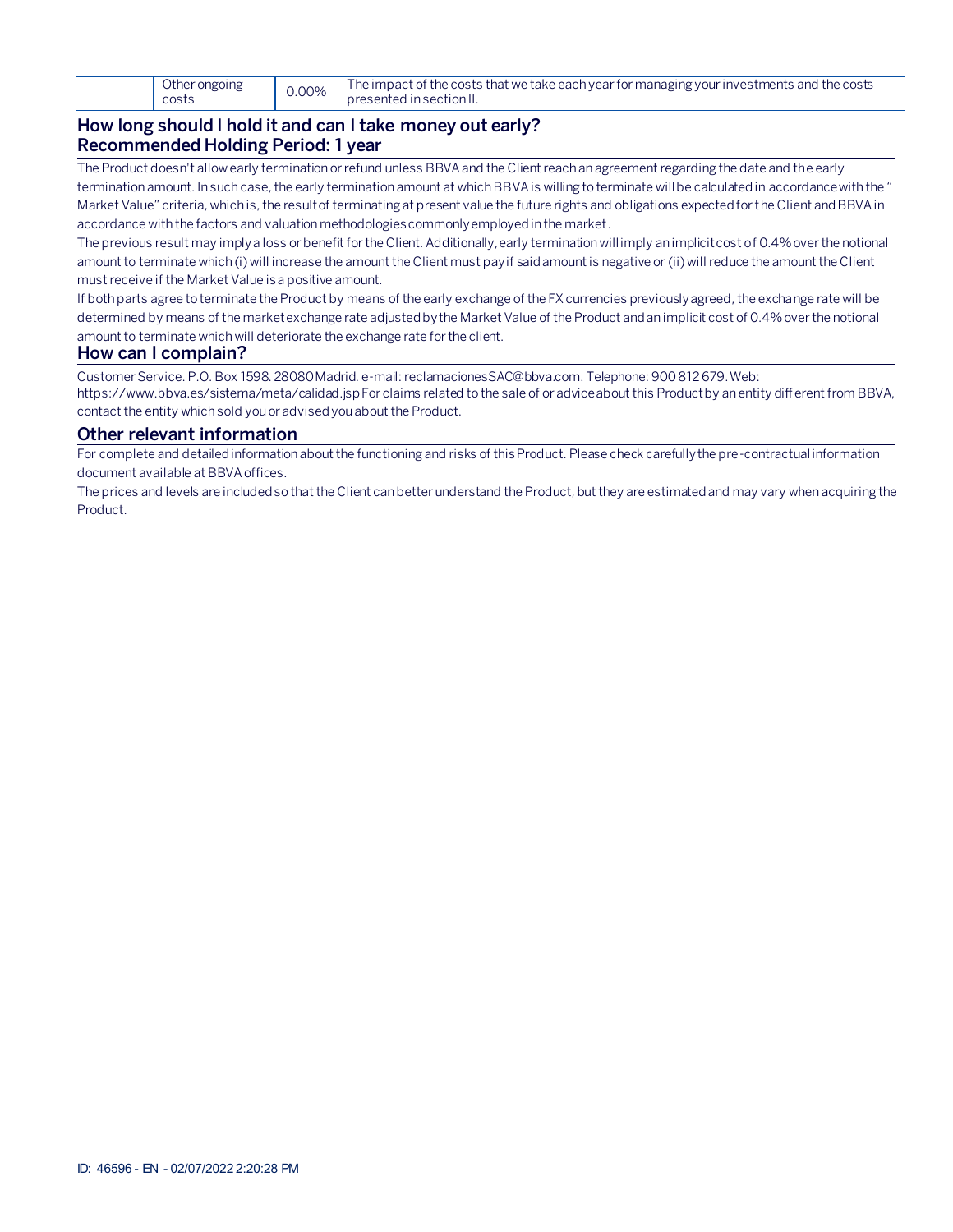| | | | |
|---|---|---|---|
| | Other ongoing costs | 0.00% | The impact of the costs that we take each year for managing your investments and the costs presented in section II. |

## How long should I hold it and can I take money out early?
## Recommended Holding Period: 1 year

The Product doesn't allow early termination or refund unless BBVA and the Client reach an agreement regarding the date and the early termination amount. In such case, the early termination amount at which BBVA is willing to terminate will be calculated in accordance with the "Market Value" criteria, which is, the result of terminating at present value the future rights and obligations expected for the Client and BBVA in accordance with the factors and valuation methodologies commonly employed in the market.

The previous result may imply a loss or benefit for the Client. Additionally, early termination will imply an implicit cost of 0.4% over the notional amount to terminate which (i) will increase the amount the Client must pay if said amount is negative or (ii) will reduce the amount the Client must receive if the Market Value is a positive amount.

If both parts agree to terminate the Product by means of the early exchange of the FX currencies previously agreed, the exchange rate will be determined by means of the market exchange rate adjusted by the Market Value of the Product and an implicit cost of 0.4% over the notional amount to terminate which will deteriorate the exchange rate for the client.

## How can I complain?

Customer Service. P.O. Box 1598. 28080 Madrid. e-mail: reclamacionesSAC@bbva.com. Telephone: 900 812 679. Web: https://www.bbva.es/sistema/meta/calidad.jsp For claims related to the sale of or advice about this Product by an entity different from BBVA, contact the entity which sold you or advised you about the Product.

## Other relevant information

For complete and detailed information about the functioning and risks of this Product. Please check carefully the pre-contractual information document available at BBVA offices.

The prices and levels are included so that the Client can better understand the Product, but they are estimated and may vary when acquiring the Product.

ID: 46596 - EN - 02/07/2022 2:20:28 PM